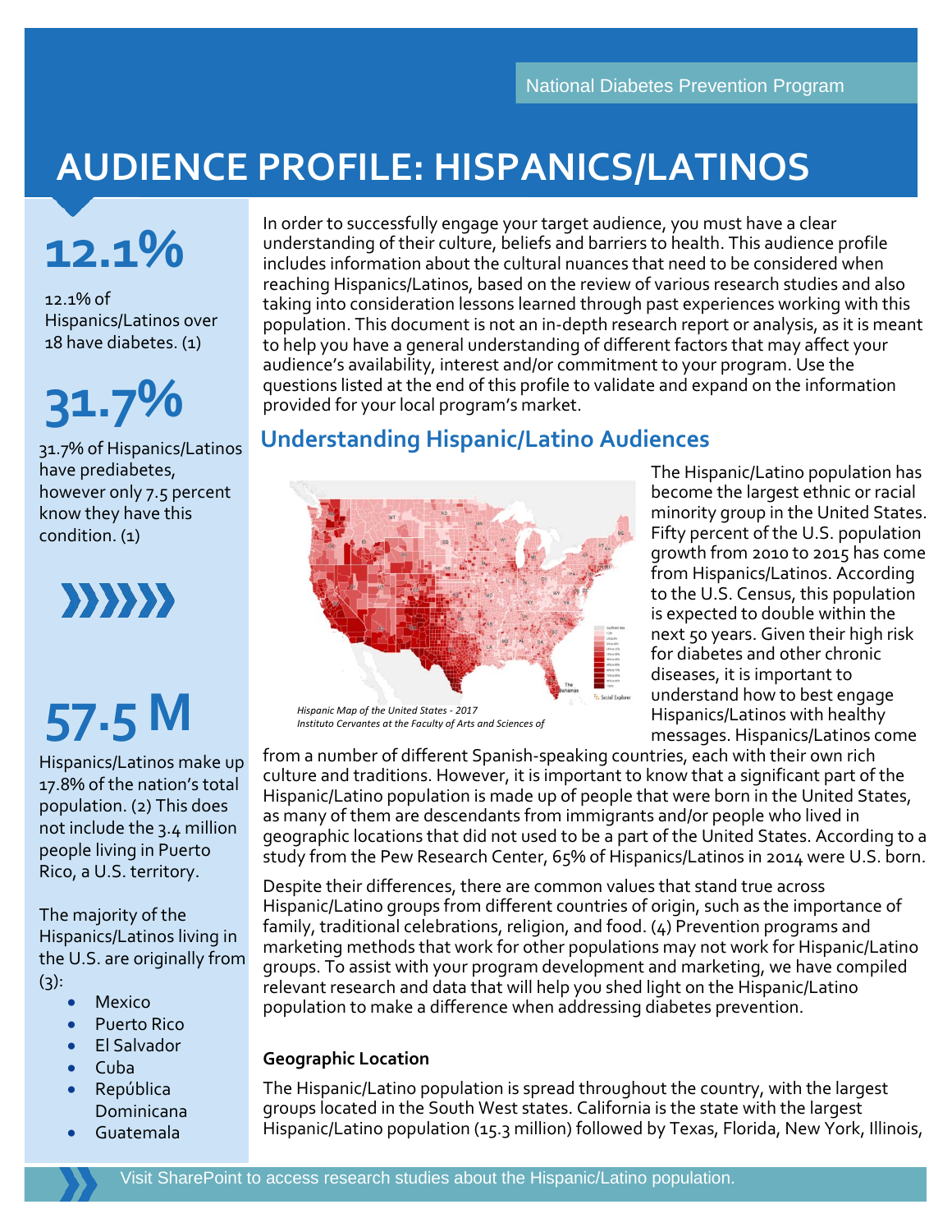National Diabetes Prevention Program

# AUDIENCE PROFILE: HISPANICS/LATINOS

**12.1%**

12.1% of Hispanics/Latinos over 18 have diabetes. (1)

**31.7%**

31.7% of Hispanics/Latinos have prediabetes, however only 7.5 percent know they have this condition. (1)

**57.5 M**

Hispanics/Latinos make up 17.8% of the nation's total population. (2) This does not include the 3.4 million people living in Puerto Rico, a U.S. territory.

The majority of the Hispanics/Latinos living in the U.S. are originally from (3):

- Mexico
- Puerto Rico
- El Salvador
- Cuba
- República Dominicana
- Guatemala

In order to successfully engage your target audience, you must have a clear understanding of their culture, beliefs and barriers to health. This audience profile includes information about the cultural nuances that need to be considered when reaching Hispanics/Latinos, based on the review of various research studies and also taking into consideration lessons learned through past experiences working with this population. This document is not an in-depth research report or analysis, as it is meant to help you have a general understanding of different factors that may affect your audience's availability, interest and/or commitment to your program. Use the questions listed at the end of this profile to validate and expand on the information provided for your local program's market.

## Understanding Hispanic/Latino Audiences

*Hispanic Map of the United States - 2017*
*Instituto Cervantes at the Faculty of Arts and Sciences of*

The Hispanic/Latino population has become the largest ethnic or racial minority group in the United States. Fifty percent of the U.S. population growth from 2010 to 2015 has come from Hispanics/Latinos. According to the U.S. Census, this population is expected to double within the next 50 years. Given their high risk for diabetes and other chronic diseases, it is important to understand how to best engage Hispanics/Latinos with healthy messages. Hispanics/Latinos come from a number of different Spanish-speaking countries, each with their own rich culture and traditions. However, it is important to know that a significant part of the Hispanic/Latino population is made up of people that were born in the United States, as many of them are descendants from immigrants and/or people who lived in geographic locations that did not used to be a part of the United States. According to a study from the Pew Research Center, 65% of Hispanics/Latinos in 2014 were U.S. born.

Despite their differences, there are common values that stand true across Hispanic/Latino groups from different countries of origin, such as the importance of family, traditional celebrations, religion, and food. (4) Prevention programs and marketing methods that work for other populations may not work for Hispanic/Latino groups. To assist with your program development and marketing, we have compiled relevant research and data that will help you shed light on the Hispanic/Latino population to make a difference when addressing diabetes prevention.

### Geographic Location

The Hispanic/Latino population is spread throughout the country, with the largest groups located in the South West states. California is the state with the largest Hispanic/Latino population (15.3 million) followed by Texas, Florida, New York, Illinois,

Visit SharePoint to access research studies about the Hispanic/Latino population.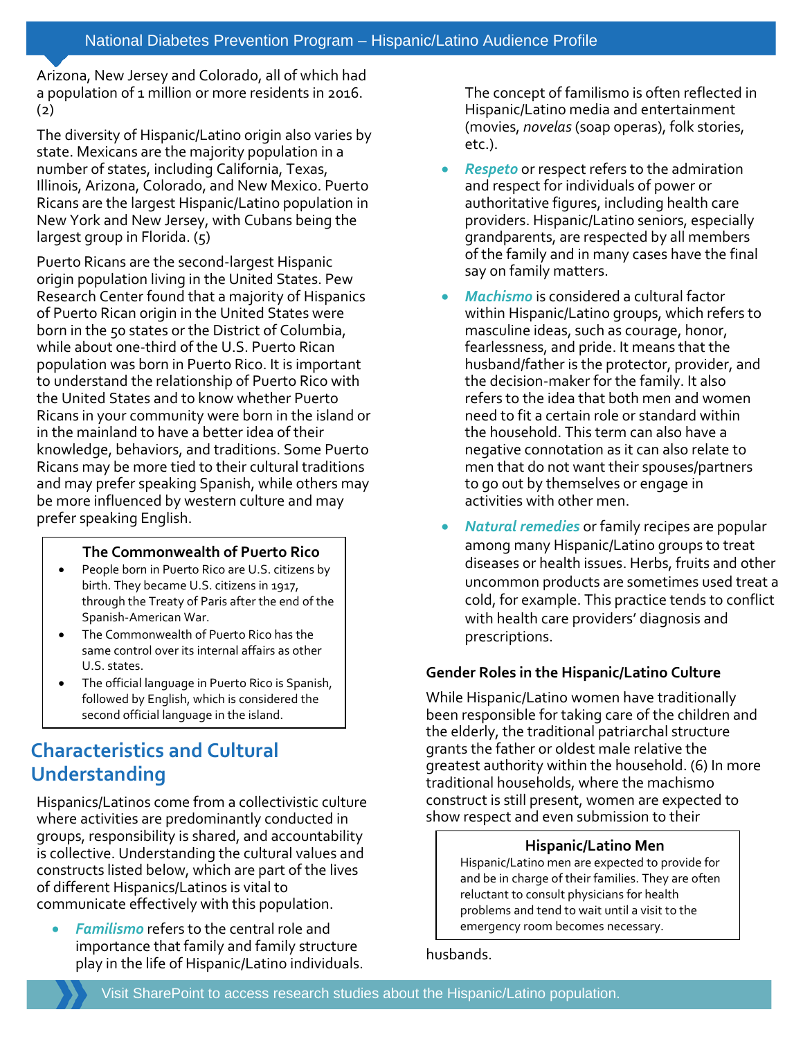Arizona, New Jersey and Colorado, all of which had a population of 1 million or more residents in 2016. (2)

The diversity of Hispanic/Latino origin also varies by state. Mexicans are the majority population in a number of states, including California, Texas, Illinois, Arizona, Colorado, and New Mexico. Puerto Ricans are the largest Hispanic/Latino population in New York and New Jersey, with Cubans being the largest group in Florida. (5)

Puerto Ricans are the second-largest Hispanic origin population living in the United States. Pew Research Center found that a majority of Hispanics of Puerto Rican origin in the United States were born in the 50 states or the District of Columbia, while about one-third of the U.S. Puerto Rican population was born in Puerto Rico. It is important to understand the relationship of Puerto Rico with the United States and to know whether Puerto Ricans in your community were born in the island or in the mainland to have a better idea of their knowledge, behaviors, and traditions. Some Puerto Ricans may be more tied to their cultural traditions and may prefer speaking Spanish, while others may be more influenced by western culture and may prefer speaking English.

> **The Commonwealth of Puerto Rico**
>
> - People born in Puerto Rico are U.S. citizens by birth. They became U.S. citizens in 1917, through the Treaty of Paris after the end of the Spanish-American War.
> - The Commonwealth of Puerto Rico has the same control over its internal affairs as other U.S. states.
> - The official language in Puerto Rico is Spanish, followed by English, which is considered the second official language in the island.

## Characteristics and Cultural Understanding

Hispanics/Latinos come from a collectivistic culture where activities are predominantly conducted in groups, responsibility is shared, and accountability is collective. Understanding the cultural values and constructs listed below, which are part of the lives of different Hispanics/Latinos is vital to communicate effectively with this population.

- ***Familismo*** refers to the central role and importance that family and family structure play in the life of Hispanic/Latino individuals.

  The concept of familismo is often reflected in Hispanic/Latino media and entertainment (movies, *novelas* (soap operas), folk stories, etc.).

- ***Respeto*** or respect refers to the admiration and respect for individuals of power or authoritative figures, including health care providers. Hispanic/Latino seniors, especially grandparents, are respected by all members of the family and in many cases have the final say on family matters.

- ***Machismo*** is considered a cultural factor within Hispanic/Latino groups, which refers to masculine ideas, such as courage, honor, fearlessness, and pride. It means that the husband/father is the protector, provider, and the decision-maker for the family. It also refers to the idea that both men and women need to fit a certain role or standard within the household. This term can also have a negative connotation as it can also relate to men that do not want their spouses/partners to go out by themselves or engage in activities with other men.

- ***Natural remedies*** or family recipes are popular among many Hispanic/Latino groups to treat diseases or health issues. Herbs, fruits and other uncommon products are sometimes used treat a cold, for example. This practice tends to conflict with health care providers' diagnosis and prescriptions.

### Gender Roles in the Hispanic/Latino Culture

While Hispanic/Latino women have traditionally been responsible for taking care of the children and the elderly, the traditional patriarchal structure grants the father or oldest male relative the greatest authority within the household. (6) In more traditional households, where the machismo construct is still present, women are expected to show respect and even submission to their husbands.

> **Hispanic/Latino Men**
>
> Hispanic/Latino men are expected to provide for and be in charge of their families. They are often reluctant to consult physicians for health problems and tend to wait until a visit to the emergency room becomes necessary.

Visit SharePoint to access research studies about the Hispanic/Latino population.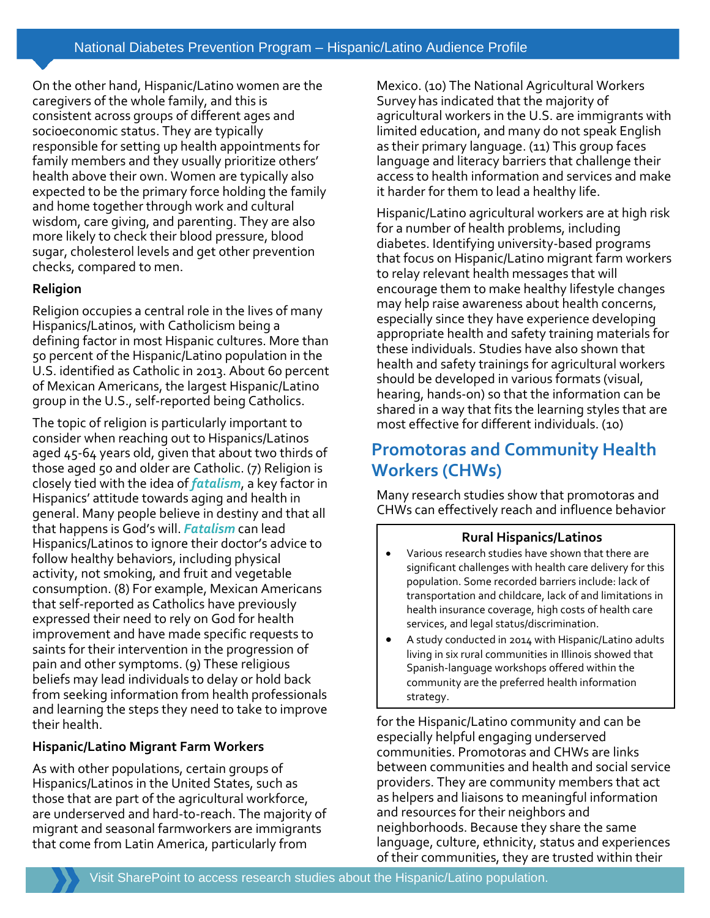On the other hand, Hispanic/Latino women are the caregivers of the whole family, and this is consistent across groups of different ages and socioeconomic status. They are typically responsible for setting up health appointments for family members and they usually prioritize others' health above their own. Women are typically also expected to be the primary force holding the family and home together through work and cultural wisdom, care giving, and parenting. They are also more likely to check their blood pressure, blood sugar, cholesterol levels and get other prevention checks, compared to men.

**Religion**

Religion occupies a central role in the lives of many Hispanics/Latinos, with Catholicism being a defining factor in most Hispanic cultures. More than 50 percent of the Hispanic/Latino population in the U.S. identified as Catholic in 2013. About 60 percent of Mexican Americans, the largest Hispanic/Latino group in the U.S., self-reported being Catholics.

The topic of religion is particularly important to consider when reaching out to Hispanics/Latinos aged 45-64 years old, given that about two thirds of those aged 50 and older are Catholic. (7) Religion is closely tied with the idea of ***fatalism***, a key factor in Hispanics' attitude towards aging and health in general. Many people believe in destiny and that all that happens is God's will. ***Fatalism*** can lead Hispanics/Latinos to ignore their doctor's advice to follow healthy behaviors, including physical activity, not smoking, and fruit and vegetable consumption. (8) For example, Mexican Americans that self-reported as Catholics have previously expressed their need to rely on God for health improvement and have made specific requests to saints for their intervention in the progression of pain and other symptoms. (9) These religious beliefs may lead individuals to delay or hold back from seeking information from health professionals and learning the steps they need to take to improve their health.

**Hispanic/Latino Migrant Farm Workers**

As with other populations, certain groups of Hispanics/Latinos in the United States, such as those that are part of the agricultural workforce, are underserved and hard-to-reach. The majority of migrant and seasonal farmworkers are immigrants that come from Latin America, particularly from Mexico. (10) The National Agricultural Workers Survey has indicated that the majority of agricultural workers in the U.S. are immigrants with limited education, and many do not speak English as their primary language. (11) This group faces language and literacy barriers that challenge their access to health information and services and make it harder for them to lead a healthy life.

Hispanic/Latino agricultural workers are at high risk for a number of health problems, including diabetes. Identifying university-based programs that focus on Hispanic/Latino migrant farm workers to relay relevant health messages that will encourage them to make healthy lifestyle changes may help raise awareness about health concerns, especially since they have experience developing appropriate health and safety training materials for these individuals. Studies have also shown that health and safety trainings for agricultural workers should be developed in various formats (visual, hearing, hands-on) so that the information can be shared in a way that fits the learning styles that are most effective for different individuals. (10)

## Promotoras and Community Health Workers (CHWs)

Many research studies show that promotoras and CHWs can effectively reach and influence behavior for the Hispanic/Latino community and can be especially helpful engaging underserved communities. Promotoras and CHWs are links between communities and health and social service providers. They are community members that act as helpers and liaisons to meaningful information and resources for their neighbors and neighborhoods. Because they share the same language, culture, ethnicity, status and experiences of their communities, they are trusted within their

**Rural Hispanics/Latinos**

- Various research studies have shown that there are significant challenges with health care delivery for this population. Some recorded barriers include: lack of transportation and childcare, lack of and limitations in health insurance coverage, high costs of health care services, and legal status/discrimination.
- A study conducted in 2014 with Hispanic/Latino adults living in six rural communities in Illinois showed that Spanish-language workshops offered within the community are the preferred health information strategy.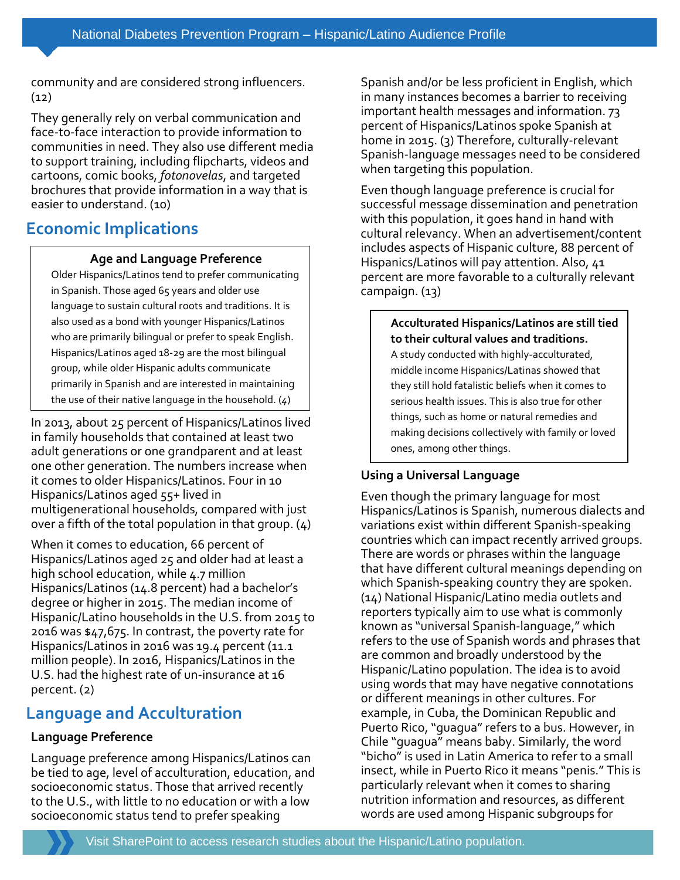community and are considered strong influencers. (12)

They generally rely on verbal communication and face-to-face interaction to provide information to communities in need. They also use different media to support training, including flipcharts, videos and cartoons, comic books, *fotonovelas*, and targeted brochures that provide information in a way that is easier to understand. (10)

## Economic Implications

> **Age and Language Preference**
>
> Older Hispanics/Latinos tend to prefer communicating in Spanish. Those aged 65 years and older use language to sustain cultural roots and traditions. It is also used as a bond with younger Hispanics/Latinos who are primarily bilingual or prefer to speak English. Hispanics/Latinos aged 18-29 are the most bilingual group, while older Hispanic adults communicate primarily in Spanish and are interested in maintaining the use of their native language in the household. (4)

In 2013, about 25 percent of Hispanics/Latinos lived in family households that contained at least two adult generations or one grandparent and at least one other generation. The numbers increase when it comes to older Hispanics/Latinos. Four in 10 Hispanics/Latinos aged 55+ lived in multigenerational households, compared with just over a fifth of the total population in that group. (4)

When it comes to education, 66 percent of Hispanics/Latinos aged 25 and older had at least a high school education, while 4.7 million Hispanics/Latinos (14.8 percent) had a bachelor's degree or higher in 2015. The median income of Hispanic/Latino households in the U.S. from 2015 to 2016 was $47,675. In contrast, the poverty rate for Hispanics/Latinos in 2016 was 19.4 percent (11.1 million people). In 2016, Hispanics/Latinos in the U.S. had the highest rate of un-insurance at 16 percent. (2)

## Language and Acculturation

### Language Preference

Language preference among Hispanics/Latinos can be tied to age, level of acculturation, education, and socioeconomic status. Those that arrived recently to the U.S., with little to no education or with a low socioeconomic status tend to prefer speaking Spanish and/or be less proficient in English, which in many instances becomes a barrier to receiving important health messages and information. 73 percent of Hispanics/Latinos spoke Spanish at home in 2015. (3) Therefore, culturally-relevant Spanish-language messages need to be considered when targeting this population.

Even though language preference is crucial for successful message dissemination and penetration with this population, it goes hand in hand with cultural relevancy. When an advertisement/content includes aspects of Hispanic culture, 88 percent of Hispanics/Latinos will pay attention. Also, 41 percent are more favorable to a culturally relevant campaign. (13)

> **Acculturated Hispanics/Latinos are still tied to their cultural values and traditions.**
>
> A study conducted with highly-acculturated, middle income Hispanics/Latinas showed that they still hold fatalistic beliefs when it comes to serious health issues. This is also true for other things, such as home or natural remedies and making decisions collectively with family or loved ones, among other things.

### Using a Universal Language

Even though the primary language for most Hispanics/Latinos is Spanish, numerous dialects and variations exist within different Spanish-speaking countries which can impact recently arrived groups. There are words or phrases within the language that have different cultural meanings depending on which Spanish-speaking country they are spoken. (14) National Hispanic/Latino media outlets and reporters typically aim to use what is commonly known as "universal Spanish-language," which refers to the use of Spanish words and phrases that are common and broadly understood by the Hispanic/Latino population. The idea is to avoid using words that may have negative connotations or different meanings in other cultures. For example, in Cuba, the Dominican Republic and Puerto Rico, "guagua" refers to a bus. However, in Chile "guagua" means baby. Similarly, the word "bicho" is used in Latin America to refer to a small insect, while in Puerto Rico it means "penis." This is particularly relevant when it comes to sharing nutrition information and resources, as different words are used among Hispanic subgroups for

Visit SharePoint to access research studies about the Hispanic/Latino population.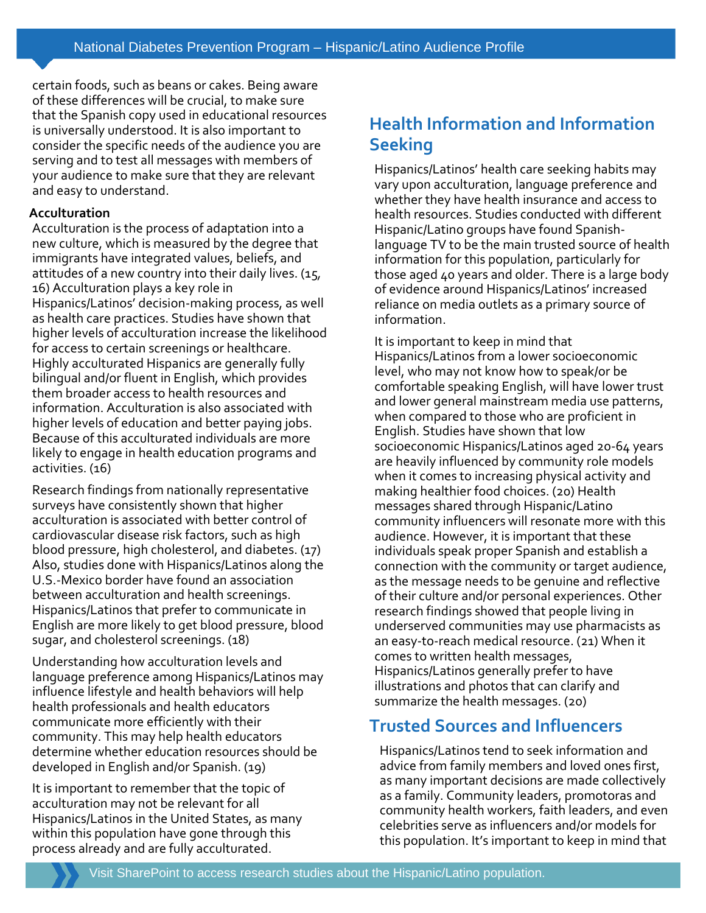certain foods, such as beans or cakes. Being aware of these differences will be crucial, to make sure that the Spanish copy used in educational resources is universally understood. It is also important to consider the specific needs of the audience you are serving and to test all messages with members of your audience to make sure that they are relevant and easy to understand.

**Acculturation**

Acculturation is the process of adaptation into a new culture, which is measured by the degree that immigrants have integrated values, beliefs, and attitudes of a new country into their daily lives. (15, 16) Acculturation plays a key role in Hispanics/Latinos' decision-making process, as well as health care practices. Studies have shown that higher levels of acculturation increase the likelihood for access to certain screenings or healthcare. Highly acculturated Hispanics are generally fully bilingual and/or fluent in English, which provides them broader access to health resources and information. Acculturation is also associated with higher levels of education and better paying jobs. Because of this acculturated individuals are more likely to engage in health education programs and activities. (16)

Research findings from nationally representative surveys have consistently shown that higher acculturation is associated with better control of cardiovascular disease risk factors, such as high blood pressure, high cholesterol, and diabetes. (17) Also, studies done with Hispanics/Latinos along the U.S.-Mexico border have found an association between acculturation and health screenings. Hispanics/Latinos that prefer to communicate in English are more likely to get blood pressure, blood sugar, and cholesterol screenings. (18)

Understanding how acculturation levels and language preference among Hispanics/Latinos may influence lifestyle and health behaviors will help health professionals and health educators communicate more efficiently with their community. This may help health educators determine whether education resources should be developed in English and/or Spanish. (19)

It is important to remember that the topic of acculturation may not be relevant for all Hispanics/Latinos in the United States, as many within this population have gone through this process already and are fully acculturated.

## Health Information and Information Seeking

Hispanics/Latinos' health care seeking habits may vary upon acculturation, language preference and whether they have health insurance and access to health resources. Studies conducted with different Hispanic/Latino groups have found Spanish-language TV to be the main trusted source of health information for this population, particularly for those aged 40 years and older. There is a large body of evidence around Hispanics/Latinos' increased reliance on media outlets as a primary source of information.

It is important to keep in mind that Hispanics/Latinos from a lower socioeconomic level, who may not know how to speak/or be comfortable speaking English, will have lower trust and lower general mainstream media use patterns, when compared to those who are proficient in English. Studies have shown that low socioeconomic Hispanics/Latinos aged 20-64 years are heavily influenced by community role models when it comes to increasing physical activity and making healthier food choices. (20) Health messages shared through Hispanic/Latino community influencers will resonate more with this audience. However, it is important that these individuals speak proper Spanish and establish a connection with the community or target audience, as the message needs to be genuine and reflective of their culture and/or personal experiences. Other research findings showed that people living in underserved communities may use pharmacists as an easy-to-reach medical resource. (21) When it comes to written health messages, Hispanics/Latinos generally prefer to have illustrations and photos that can clarify and summarize the health messages. (20)

## Trusted Sources and Influencers

Hispanics/Latinos tend to seek information and advice from family members and loved ones first, as many important decisions are made collectively as a family. Community leaders, promotoras and community health workers, faith leaders, and even celebrities serve as influencers and/or models for this population. It's important to keep in mind that

Visit SharePoint to access research studies about the Hispanic/Latino population.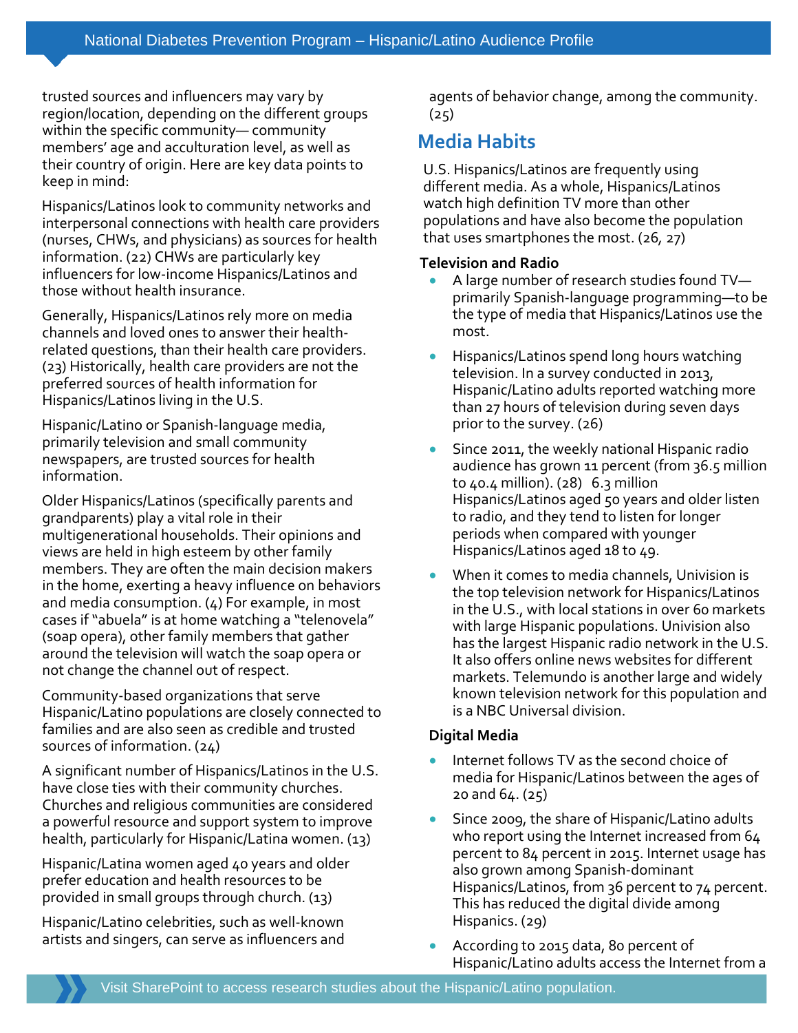trusted sources and influencers may vary by region/location, depending on the different groups within the specific community— community members' age and acculturation level, as well as their country of origin. Here are key data points to keep in mind:

Hispanics/Latinos look to community networks and interpersonal connections with health care providers (nurses, CHWs, and physicians) as sources for health information. (22) CHWs are particularly key influencers for low-income Hispanics/Latinos and those without health insurance.

Generally, Hispanics/Latinos rely more on media channels and loved ones to answer their health-related questions, than their health care providers. (23) Historically, health care providers are not the preferred sources of health information for Hispanics/Latinos living in the U.S.

Hispanic/Latino or Spanish-language media, primarily television and small community newspapers, are trusted sources for health information.

Older Hispanics/Latinos (specifically parents and grandparents) play a vital role in their multigenerational households. Their opinions and views are held in high esteem by other family members. They are often the main decision makers in the home, exerting a heavy influence on behaviors and media consumption. (4) For example, in most cases if "abuela" is at home watching a "telenovela" (soap opera), other family members that gather around the television will watch the soap opera or not change the channel out of respect.

Community-based organizations that serve Hispanic/Latino populations are closely connected to families and are also seen as credible and trusted sources of information. (24)

A significant number of Hispanics/Latinos in the U.S. have close ties with their community churches. Churches and religious communities are considered a powerful resource and support system to improve health, particularly for Hispanic/Latina women. (13)

Hispanic/Latina women aged 40 years and older prefer education and health resources to be provided in small groups through church. (13)

Hispanic/Latino celebrities, such as well-known artists and singers, can serve as influencers and agents of behavior change, among the community. (25)

## Media Habits

U.S. Hispanics/Latinos are frequently using different media. As a whole, Hispanics/Latinos watch high definition TV more than other populations and have also become the population that uses smartphones the most. (26, 27)

**Television and Radio**

- A large number of research studies found TV—primarily Spanish-language programming—to be the type of media that Hispanics/Latinos use the most.
- Hispanics/Latinos spend long hours watching television. In a survey conducted in 2013, Hispanic/Latino adults reported watching more than 27 hours of television during seven days prior to the survey. (26)
- Since 2011, the weekly national Hispanic radio audience has grown 11 percent (from 36.5 million to 40.4 million). (28) 6.3 million Hispanics/Latinos aged 50 years and older listen to radio, and they tend to listen for longer periods when compared with younger Hispanics/Latinos aged 18 to 49.
- When it comes to media channels, Univision is the top television network for Hispanics/Latinos in the U.S., with local stations in over 60 markets with large Hispanic populations. Univision also has the largest Hispanic radio network in the U.S. It also offers online news websites for different markets. Telemundo is another large and widely known television network for this population and is a NBC Universal division.

**Digital Media**

- Internet follows TV as the second choice of media for Hispanic/Latinos between the ages of 20 and 64. (25)
- Since 2009, the share of Hispanic/Latino adults who report using the Internet increased from 64 percent to 84 percent in 2015. Internet usage has also grown among Spanish-dominant Hispanics/Latinos, from 36 percent to 74 percent. This has reduced the digital divide among Hispanics. (29)
- According to 2015 data, 80 percent of Hispanic/Latino adults access the Internet from a

Visit SharePoint to access research studies about the Hispanic/Latino population.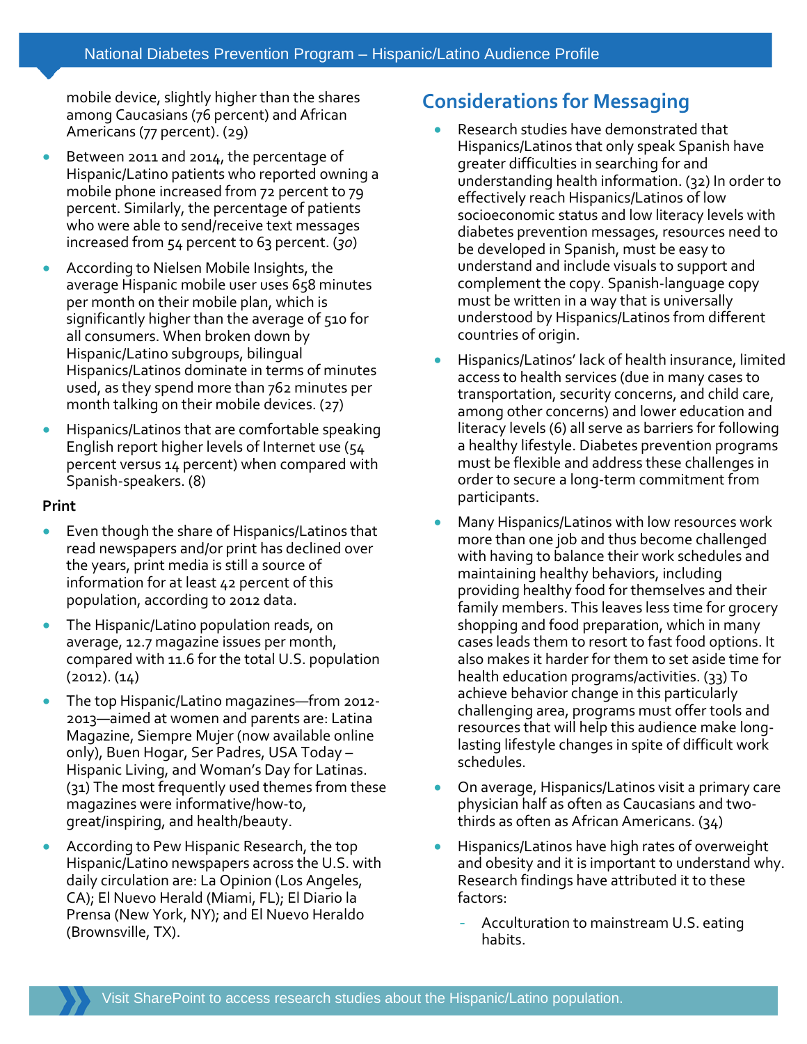mobile device, slightly higher than the shares among Caucasians (76 percent) and African Americans (77 percent). (29)

- Between 2011 and 2014, the percentage of Hispanic/Latino patients who reported owning a mobile phone increased from 72 percent to 79 percent. Similarly, the percentage of patients who were able to send/receive text messages increased from 54 percent to 63 percent. (*30*)
- According to Nielsen Mobile Insights, the average Hispanic mobile user uses 658 minutes per month on their mobile plan, which is significantly higher than the average of 510 for all consumers. When broken down by Hispanic/Latino subgroups, bilingual Hispanics/Latinos dominate in terms of minutes used, as they spend more than 762 minutes per month talking on their mobile devices. (27)
- Hispanics/Latinos that are comfortable speaking English report higher levels of Internet use (54 percent versus 14 percent) when compared with Spanish-speakers. (8)

**Print**

- Even though the share of Hispanics/Latinos that read newspapers and/or print has declined over the years, print media is still a source of information for at least 42 percent of this population, according to 2012 data.
- The Hispanic/Latino population reads, on average, 12.7 magazine issues per month, compared with 11.6 for the total U.S. population (2012). (14)
- The top Hispanic/Latino magazines—from 2012-2013—aimed at women and parents are: Latina Magazine, Siempre Mujer (now available online only), Buen Hogar, Ser Padres, USA Today – Hispanic Living, and Woman's Day for Latinas. (31) The most frequently used themes from these magazines were informative/how-to, great/inspiring, and health/beauty.
- According to Pew Hispanic Research, the top Hispanic/Latino newspapers across the U.S. with daily circulation are: La Opinion (Los Angeles, CA); El Nuevo Herald (Miami, FL); El Diario la Prensa (New York, NY); and El Nuevo Heraldo (Brownsville, TX).

## Considerations for Messaging

- Research studies have demonstrated that Hispanics/Latinos that only speak Spanish have greater difficulties in searching for and understanding health information. (32) In order to effectively reach Hispanics/Latinos of low socioeconomic status and low literacy levels with diabetes prevention messages, resources need to be developed in Spanish, must be easy to understand and include visuals to support and complement the copy. Spanish-language copy must be written in a way that is universally understood by Hispanics/Latinos from different countries of origin.
- Hispanics/Latinos' lack of health insurance, limited access to health services (due in many cases to transportation, security concerns, and child care, among other concerns) and lower education and literacy levels (6) all serve as barriers for following a healthy lifestyle. Diabetes prevention programs must be flexible and address these challenges in order to secure a long-term commitment from participants.
- Many Hispanics/Latinos with low resources work more than one job and thus become challenged with having to balance their work schedules and maintaining healthy behaviors, including providing healthy food for themselves and their family members. This leaves less time for grocery shopping and food preparation, which in many cases leads them to resort to fast food options. It also makes it harder for them to set aside time for health education programs/activities. (33) To achieve behavior change in this particularly challenging area, programs must offer tools and resources that will help this audience make long-lasting lifestyle changes in spite of difficult work schedules.
- On average, Hispanics/Latinos visit a primary care physician half as often as Caucasians and two-thirds as often as African Americans. (34)
- Hispanics/Latinos have high rates of overweight and obesity and it is important to understand why. Research findings have attributed it to these factors:
  - Acculturation to mainstream U.S. eating habits.

Visit SharePoint to access research studies about the Hispanic/Latino population.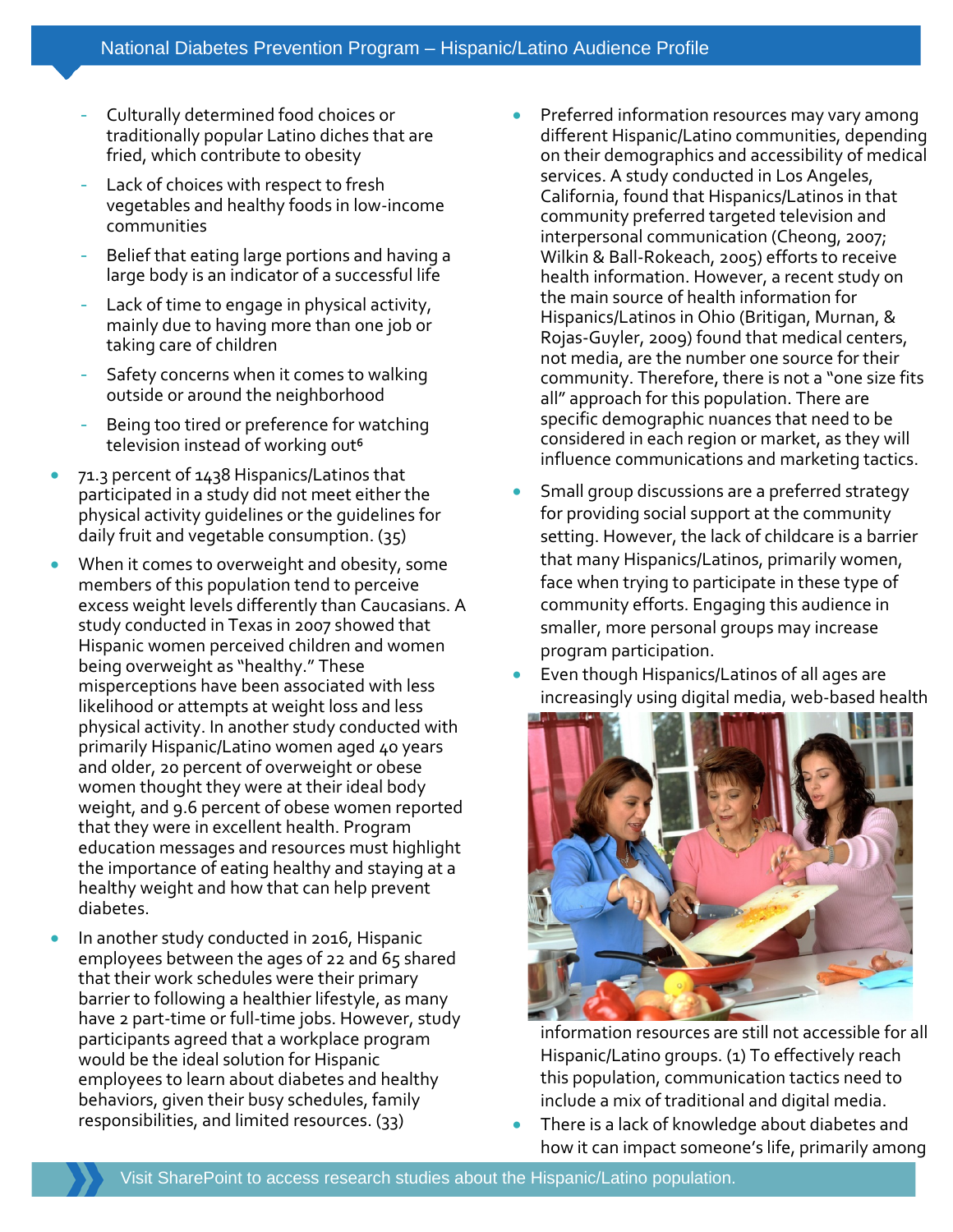- Culturally determined food choices or traditionally popular Latino diches that are fried, which contribute to obesity
- Lack of choices with respect to fresh vegetables and healthy foods in low-income communities
- Belief that eating large portions and having a large body is an indicator of a successful life
- Lack of time to engage in physical activity, mainly due to having more than one job or taking care of children
- Safety concerns when it comes to walking outside or around the neighborhood
- Being too tired or preference for watching television instead of working out[6]

- 71.3 percent of 1438 Hispanics/Latinos that participated in a study did not meet either the physical activity guidelines or the guidelines for daily fruit and vegetable consumption. (35)
- When it comes to overweight and obesity, some members of this population tend to perceive excess weight levels differently than Caucasians. A study conducted in Texas in 2007 showed that Hispanic women perceived children and women being overweight as "healthy." These misperceptions have been associated with less likelihood or attempts at weight loss and less physical activity. In another study conducted with primarily Hispanic/Latino women aged 40 years and older, 20 percent of overweight or obese women thought they were at their ideal body weight, and 9.6 percent of obese women reported that they were in excellent health. Program education messages and resources must highlight the importance of eating healthy and staying at a healthy weight and how that can help prevent diabetes.
- In another study conducted in 2016, Hispanic employees between the ages of 22 and 65 shared that their work schedules were their primary barrier to following a healthier lifestyle, as many have 2 part-time or full-time jobs. However, study participants agreed that a workplace program would be the ideal solution for Hispanic employees to learn about diabetes and healthy behaviors, given their busy schedules, family responsibilities, and limited resources. (33)
- Preferred information resources may vary among different Hispanic/Latino communities, depending on their demographics and accessibility of medical services. A study conducted in Los Angeles, California, found that Hispanics/Latinos in that community preferred targeted television and interpersonal communication (Cheong, 2007; Wilkin & Ball-Rokeach, 2005) efforts to receive health information. However, a recent study on the main source of health information for Hispanics/Latinos in Ohio (Britigan, Murnan, & Rojas-Guyler, 2009) found that medical centers, not media, are the number one source for their community. Therefore, there is not a "one size fits all" approach for this population. There are specific demographic nuances that need to be considered in each region or market, as they will influence communications and marketing tactics.
- Small group discussions are a preferred strategy for providing social support at the community setting. However, the lack of childcare is a barrier that many Hispanics/Latinos, primarily women, face when trying to participate in these type of community efforts. Engaging this audience in smaller, more personal groups may increase program participation.
- Even though Hispanics/Latinos of all ages are increasingly using digital media, web-based health information resources are still not accessible for all Hispanic/Latino groups. (1) To effectively reach this population, communication tactics need to include a mix of traditional and digital media.
- There is a lack of knowledge about diabetes and how it can impact someone's life, primarily among

Visit SharePoint to access research studies about the Hispanic/Latino population.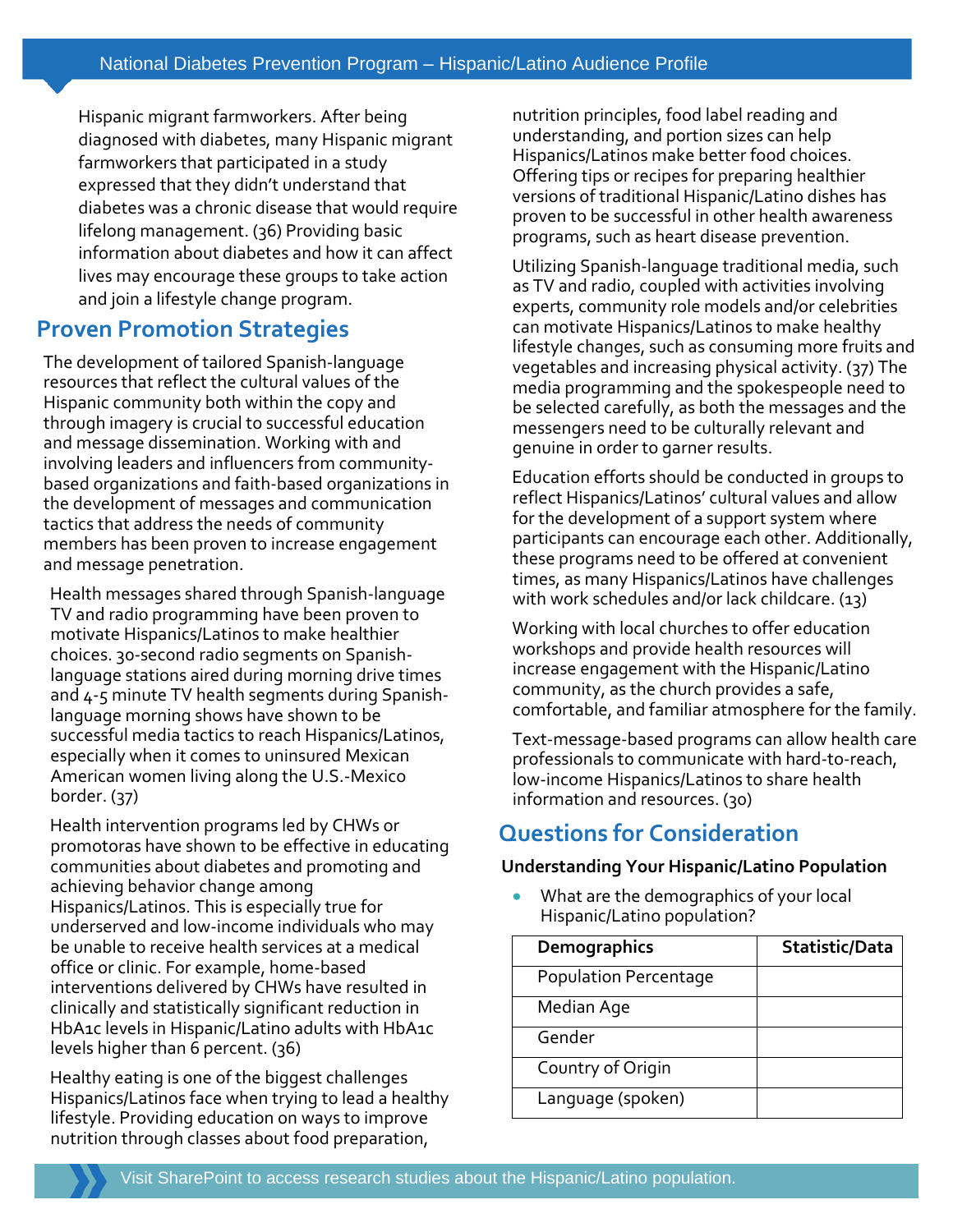Hispanic migrant farmworkers. After being diagnosed with diabetes, many Hispanic migrant farmworkers that participated in a study expressed that they didn't understand that diabetes was a chronic disease that would require lifelong management. (36) Providing basic information about diabetes and how it can affect lives may encourage these groups to take action and join a lifestyle change program.

## Proven Promotion Strategies

The development of tailored Spanish-language resources that reflect the cultural values of the Hispanic community both within the copy and through imagery is crucial to successful education and message dissemination. Working with and involving leaders and influencers from community-based organizations and faith-based organizations in the development of messages and communication tactics that address the needs of community members has been proven to increase engagement and message penetration.

Health messages shared through Spanish-language TV and radio programming have been proven to motivate Hispanics/Latinos to make healthier choices. 30-second radio segments on Spanish-language stations aired during morning drive times and 4-5 minute TV health segments during Spanish-language morning shows have shown to be successful media tactics to reach Hispanics/Latinos, especially when it comes to uninsured Mexican American women living along the U.S.-Mexico border. (37)

Health intervention programs led by CHWs or promotoras have shown to be effective in educating communities about diabetes and promoting and achieving behavior change among Hispanics/Latinos. This is especially true for underserved and low-income individuals who may be unable to receive health services at a medical office or clinic. For example, home-based interventions delivered by CHWs have resulted in clinically and statistically significant reduction in HbA1c levels in Hispanic/Latino adults with HbA1c levels higher than 6 percent. (36)

Healthy eating is one of the biggest challenges Hispanics/Latinos face when trying to lead a healthy lifestyle. Providing education on ways to improve nutrition through classes about food preparation, nutrition principles, food label reading and understanding, and portion sizes can help Hispanics/Latinos make better food choices. Offering tips or recipes for preparing healthier versions of traditional Hispanic/Latino dishes has proven to be successful in other health awareness programs, such as heart disease prevention.

Utilizing Spanish-language traditional media, such as TV and radio, coupled with activities involving experts, community role models and/or celebrities can motivate Hispanics/Latinos to make healthy lifestyle changes, such as consuming more fruits and vegetables and increasing physical activity. (37) The media programming and the spokespeople need to be selected carefully, as both the messages and the messengers need to be culturally relevant and genuine in order to garner results.

Education efforts should be conducted in groups to reflect Hispanics/Latinos' cultural values and allow for the development of a support system where participants can encourage each other. Additionally, these programs need to be offered at convenient times, as many Hispanics/Latinos have challenges with work schedules and/or lack childcare. (13)

Working with local churches to offer education workshops and provide health resources will increase engagement with the Hispanic/Latino community, as the church provides a safe, comfortable, and familiar atmosphere for the family.

Text-message-based programs can allow health care professionals to communicate with hard-to-reach, low-income Hispanics/Latinos to share health information and resources. (30)

## Questions for Consideration

**Understanding Your Hispanic/Latino Population**

- What are the demographics of your local Hispanic/Latino population?

| Demographics | Statistic/Data |
| --- | --- |
| Population Percentage | |
| Median Age | |
| Gender | |
| Country of Origin | |
| Language (spoken) | |

Visit SharePoint to access research studies about the Hispanic/Latino population.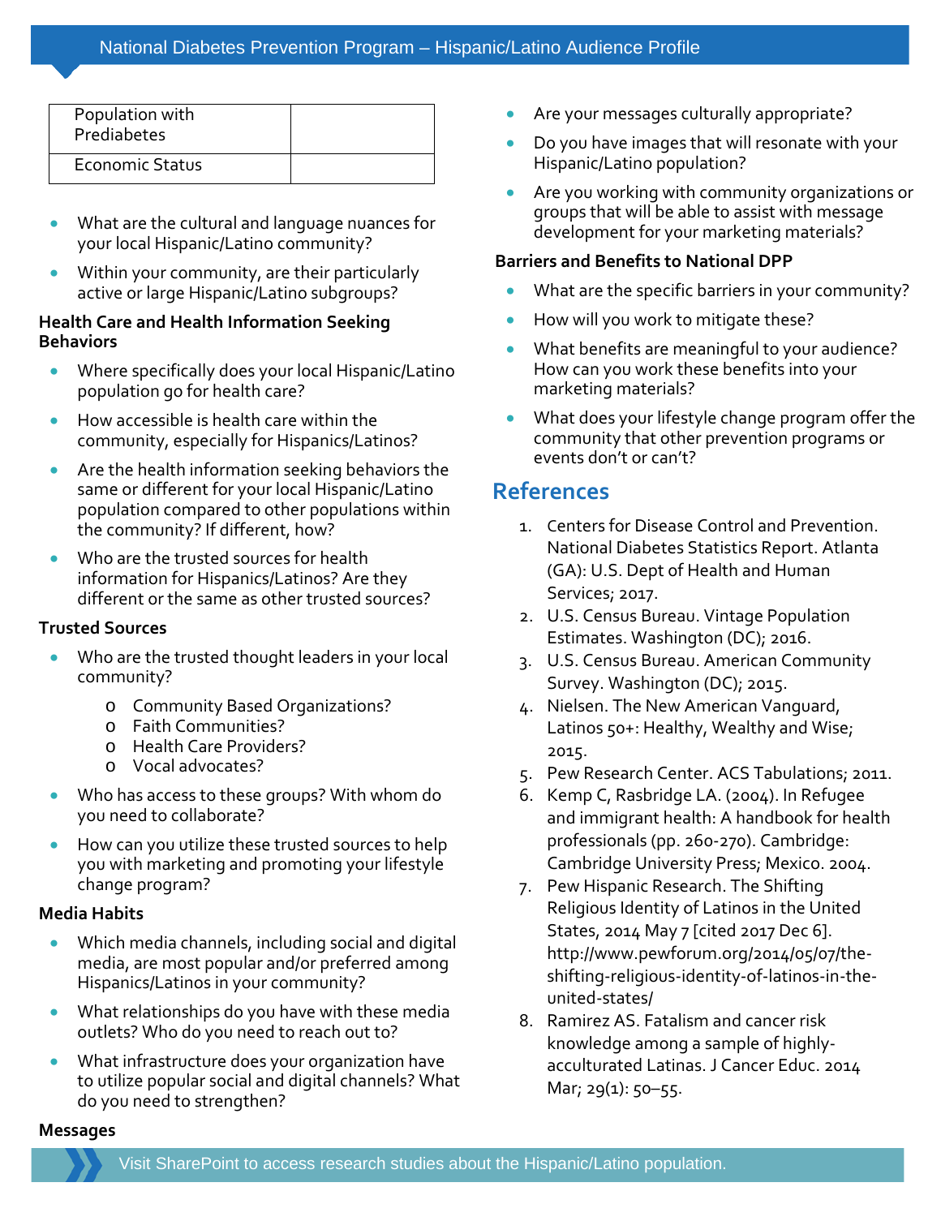| Population with Prediabetes | |
|---|---|
| Economic Status | |

- What are the cultural and language nuances for your local Hispanic/Latino community?
- Within your community, are their particularly active or large Hispanic/Latino subgroups?

**Health Care and Health Information Seeking Behaviors**

- Where specifically does your local Hispanic/Latino population go for health care?
- How accessible is health care within the community, especially for Hispanics/Latinos?
- Are the health information seeking behaviors the same or different for your local Hispanic/Latino population compared to other populations within the community? If different, how?
- Who are the trusted sources for health information for Hispanics/Latinos? Are they different or the same as other trusted sources?

**Trusted Sources**

- Who are the trusted thought leaders in your local community?
  - Community Based Organizations?
  - Faith Communities?
  - Health Care Providers?
  - Vocal advocates?
- Who has access to these groups? With whom do you need to collaborate?
- How can you utilize these trusted sources to help you with marketing and promoting your lifestyle change program?

**Media Habits**

- Which media channels, including social and digital media, are most popular and/or preferred among Hispanics/Latinos in your community?
- What relationships do you have with these media outlets? Who do you need to reach out to?
- What infrastructure does your organization have to utilize popular social and digital channels? What do you need to strengthen?

**Messages**

- Are your messages culturally appropriate?
- Do you have images that will resonate with your Hispanic/Latino population?
- Are you working with community organizations or groups that will be able to assist with message development for your marketing materials?

**Barriers and Benefits to National DPP**

- What are the specific barriers in your community?
- How will you work to mitigate these?
- What benefits are meaningful to your audience? How can you work these benefits into your marketing materials?
- What does your lifestyle change program offer the community that other prevention programs or events don't or can't?

## References

1. Centers for Disease Control and Prevention. National Diabetes Statistics Report. Atlanta (GA): U.S. Dept of Health and Human Services; 2017.
2. U.S. Census Bureau. Vintage Population Estimates. Washington (DC); 2016.
3. U.S. Census Bureau. American Community Survey. Washington (DC); 2015.
4. Nielsen. The New American Vanguard, Latinos 50+: Healthy, Wealthy and Wise; 2015.
5. Pew Research Center. ACS Tabulations; 2011.
6. Kemp C, Rasbridge LA. (2004). In Refugee and immigrant health: A handbook for health professionals (pp. 260-270). Cambridge: Cambridge University Press; Mexico. 2004.
7. Pew Hispanic Research. The Shifting Religious Identity of Latinos in the United States, 2014 May 7 [cited 2017 Dec 6]. http://www.pewforum.org/2014/05/07/the-shifting-religious-identity-of-latinos-in-the-united-states/
8. Ramirez AS. Fatalism and cancer risk knowledge among a sample of highly-acculturated Latinas. J Cancer Educ. 2014 Mar; 29(1): 50–55.

Visit SharePoint to access research studies about the Hispanic/Latino population.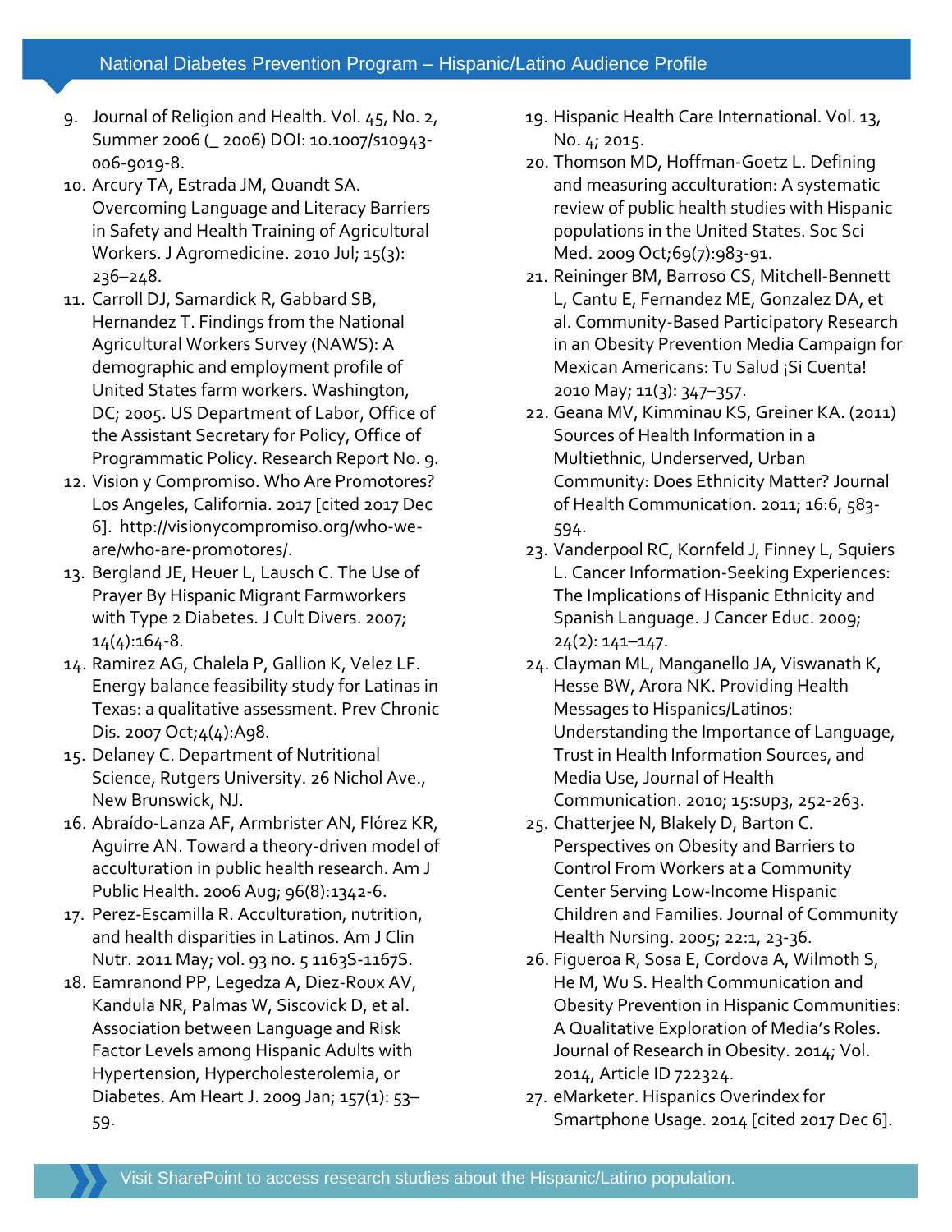9. Journal of Religion and Health. Vol. 45, No. 2, Summer 2006 (_ 2006) DOI: 10.1007/s10943-006-9019-8.
10. Arcury TA, Estrada JM, Quandt SA. Overcoming Language and Literacy Barriers in Safety and Health Training of Agricultural Workers. J Agromedicine. 2010 Jul; 15(3): 236–248.
11. Carroll DJ, Samardick R, Gabbard SB, Hernandez T. Findings from the National Agricultural Workers Survey (NAWS): A demographic and employment profile of United States farm workers. Washington, DC; 2005. US Department of Labor, Office of the Assistant Secretary for Policy, Office of Programmatic Policy. Research Report No. 9.
12. Vision y Compromiso. Who Are Promotores? Los Angeles, California. 2017 [cited 2017 Dec 6]. http://visionycompromiso.org/who-we-are/who-are-promotores/.
13. Bergland JE, Heuer L, Lausch C. The Use of Prayer By Hispanic Migrant Farmworkers with Type 2 Diabetes. J Cult Divers. 2007; 14(4):164-8.
14. Ramirez AG, Chalela P, Gallion K, Velez LF. Energy balance feasibility study for Latinas in Texas: a qualitative assessment. Prev Chronic Dis. 2007 Oct;4(4):A98.
15. Delaney C. Department of Nutritional Science, Rutgers University. 26 Nichol Ave., New Brunswick, NJ.
16. Abraído-Lanza AF, Armbrister AN, Flórez KR, Aguirre AN. Toward a theory-driven model of acculturation in public health research. Am J Public Health. 2006 Aug; 96(8):1342-6.
17. Perez-Escamilla R. Acculturation, nutrition, and health disparities in Latinos. Am J Clin Nutr. 2011 May; vol. 93 no. 5 1163S-1167S.
18. Eamranond PP, Legedza A, Diez-Roux AV, Kandula NR, Palmas W, Siscovick D, et al. Association between Language and Risk Factor Levels among Hispanic Adults with Hypertension, Hypercholesterolemia, or Diabetes. Am Heart J. 2009 Jan; 157(1): 53–59.
19. Hispanic Health Care International. Vol. 13, No. 4; 2015.
20. Thomson MD, Hoffman-Goetz L. Defining and measuring acculturation: A systematic review of public health studies with Hispanic populations in the United States. Soc Sci Med. 2009 Oct;69(7):983-91.
21. Reininger BM, Barroso CS, Mitchell-Bennett L, Cantu E, Fernandez ME, Gonzalez DA, et al. Community-Based Participatory Research in an Obesity Prevention Media Campaign for Mexican Americans: Tu Salud ¡Si Cuenta! 2010 May; 11(3): 347–357.
22. Geana MV, Kimminau KS, Greiner KA. (2011) Sources of Health Information in a Multiethnic, Underserved, Urban Community: Does Ethnicity Matter? Journal of Health Communication. 2011; 16:6, 583-594.
23. Vanderpool RC, Kornfeld J, Finney L, Squiers L. Cancer Information-Seeking Experiences: The Implications of Hispanic Ethnicity and Spanish Language. J Cancer Educ. 2009; 24(2): 141–147.
24. Clayman ML, Manganello JA, Viswanath K, Hesse BW, Arora NK. Providing Health Messages to Hispanics/Latinos: Understanding the Importance of Language, Trust in Health Information Sources, and Media Use, Journal of Health Communication. 2010; 15:sup3, 252-263.
25. Chatterjee N, Blakely D, Barton C. Perspectives on Obesity and Barriers to Control From Workers at a Community Center Serving Low-Income Hispanic Children and Families. Journal of Community Health Nursing. 2005; 22:1, 23-36.
26. Figueroa R, Sosa E, Cordova A, Wilmoth S, He M, Wu S. Health Communication and Obesity Prevention in Hispanic Communities: A Qualitative Exploration of Media's Roles. Journal of Research in Obesity. 2014; Vol. 2014, Article ID 722324.
27. eMarketer. Hispanics Overindex for Smartphone Usage. 2014 [cited 2017 Dec 6].

Visit SharePoint to access research studies about the Hispanic/Latino population.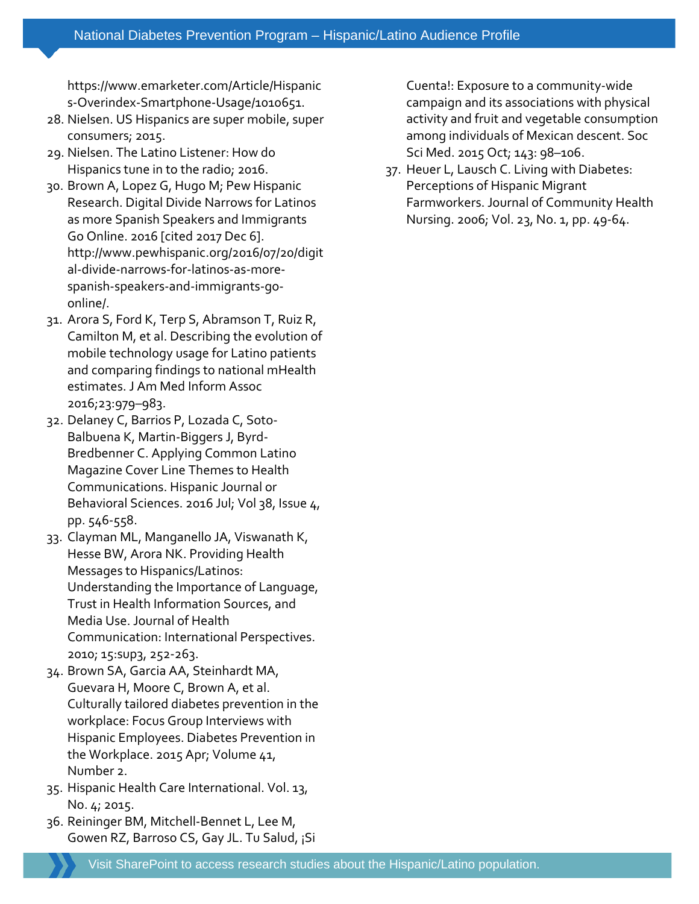https://www.emarketer.com/Article/Hispanics-Overindex-Smartphone-Usage/1010651.

28. Nielsen. US Hispanics are super mobile, super consumers; 2015.
29. Nielsen. The Latino Listener: How do Hispanics tune in to the radio; 2016.
30. Brown A, Lopez G, Hugo M; Pew Hispanic Research. Digital Divide Narrows for Latinos as more Spanish Speakers and Immigrants Go Online. 2016 [cited 2017 Dec 6]. http://www.pewhispanic.org/2016/07/20/digital-divide-narrows-for-latinos-as-more-spanish-speakers-and-immigrants-go-online/.
31. Arora S, Ford K, Terp S, Abramson T, Ruiz R, Camilton M, et al. Describing the evolution of mobile technology usage for Latino patients and comparing findings to national mHealth estimates. J Am Med Inform Assoc 2016;23:979–983.
32. Delaney C, Barrios P, Lozada C, Soto-Balbuena K, Martin-Biggers J, Byrd-Bredbenner C. Applying Common Latino Magazine Cover Line Themes to Health Communications. Hispanic Journal or Behavioral Sciences. 2016 Jul; Vol 38, Issue 4, pp. 546-558.
33. Clayman ML, Manganello JA, Viswanath K, Hesse BW, Arora NK. Providing Health Messages to Hispanics/Latinos: Understanding the Importance of Language, Trust in Health Information Sources, and Media Use. Journal of Health Communication: International Perspectives. 2010; 15:sup3, 252-263.
34. Brown SA, Garcia AA, Steinhardt MA, Guevara H, Moore C, Brown A, et al. Culturally tailored diabetes prevention in the workplace: Focus Group Interviews with Hispanic Employees. Diabetes Prevention in the Workplace. 2015 Apr; Volume 41, Number 2.
35. Hispanic Health Care International. Vol. 13, No. 4; 2015.
36. Reininger BM, Mitchell-Bennet L, Lee M, Gowen RZ, Barroso CS, Gay JL. Tu Salud, ¡Si Cuenta!: Exposure to a community-wide campaign and its associations with physical activity and fruit and vegetable consumption among individuals of Mexican descent. Soc Sci Med. 2015 Oct; 143: 98–106.
37. Heuer L, Lausch C. Living with Diabetes: Perceptions of Hispanic Migrant Farmworkers. Journal of Community Health Nursing. 2006; Vol. 23, No. 1, pp. 49-64.

Visit SharePoint to access research studies about the Hispanic/Latino population.